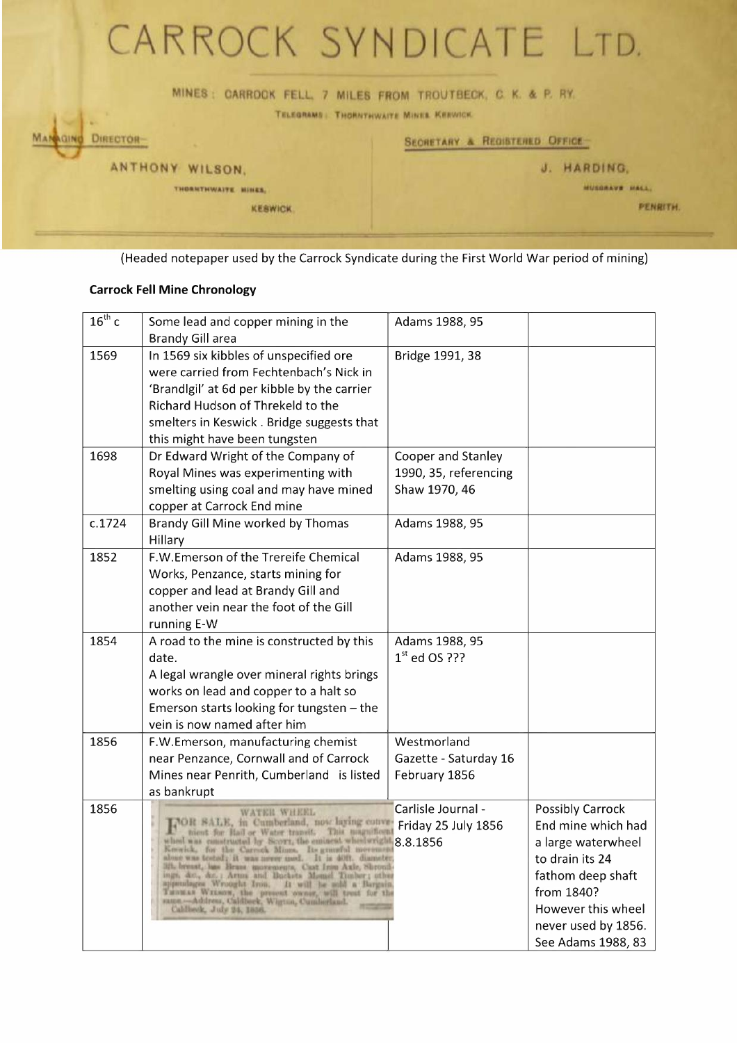CARROCK SYNDICATE LTD.

MINES: CARROCK FELL, 7 MILES FROM TROUTBECK, C. K. & P. RY.

TELEGRAMS: THORNTHWAITE MINES KESWICK.

MANAGING DIRECTOR—
ANTHONY WILSON,
THORNTHWAITE MINES,
KESWICK.

SECRETARY & REGISTERED OFFICE—
J. HARDING,
MUSGRAVE HALL,
PENRITH.

(Headed notepaper used by the Carrock Syndicate during the First World War period of mining)

**Carrock Fell Mine Chronology**

| | | | |
|---|---|---|---|
| 16th c | Some lead and copper mining in the Brandy Gill area | Adams 1988, 95 | |
| 1569 | In 1569 six kibbles of unspecified ore were carried from Fechtenbach's Nick in 'Brandlgil' at 6d per kibble by the carrier Richard Hudson of Threkeld to the smelters in Keswick . Bridge suggests that this might have been tungsten | Bridge 1991, 38 | |
| 1698 | Dr Edward Wright of the Company of Royal Mines was experimenting with smelting using coal and may have mined copper at Carrock End mine | Cooper and Stanley 1990, 35, referencing Shaw 1970, 46 | |
| c.1724 | Brandy Gill Mine worked by Thomas Hillary | Adams 1988, 95 | |
| 1852 | F.W.Emerson of the Trereife Chemical Works, Penzance, starts mining for copper and lead at Brandy Gill and another vein near the foot of the Gill running E-W | Adams 1988, 95 | |
| 1854 | A road to the mine is constructed by this date.<br>A legal wrangle over mineral rights brings works on lead and copper to a halt so Emerson starts looking for tungsten – the vein is now named after him | Adams 1988, 95<br>1st ed OS ??? | |
| 1856 | F.W.Emerson, manufacturing chemist near Penzance, Cornwall and of Carrock Mines near Penrith, Cumberland is listed as bankrupt | Westmorland Gazette - Saturday 16 February 1856 | |
| 1856 | WATER WHEEL. FOR SALE, in Cumberland, now laying convenient for Rail or Water transit. This magnificent wheel was constructed by Scott, the eminent wheelwright, Keswick, for the Carrock Mines. Its graceful movement alone was tested; it was never used. It is 40ft. diameter, 3ft. breast, has Brass movements, Cast Iron Axle, Shroudings, &c., &c.; Arms and Buckets Memel Timber; other appendages Wrought Iron. It will be sold a Bargain. Thomas Wilson, the present owner, will treat for the same.—Address, Caldbeck, Wigton, Cumberland. Caldbeck, July 24, 1856. | Carlisle Journal - Friday 25 July 1856<br>8.8.1856 | Possibly Carrock End mine which had a large waterwheel to drain its 24 fathom deep shaft from 1840? However this wheel never used by 1856. See Adams 1988, 83 |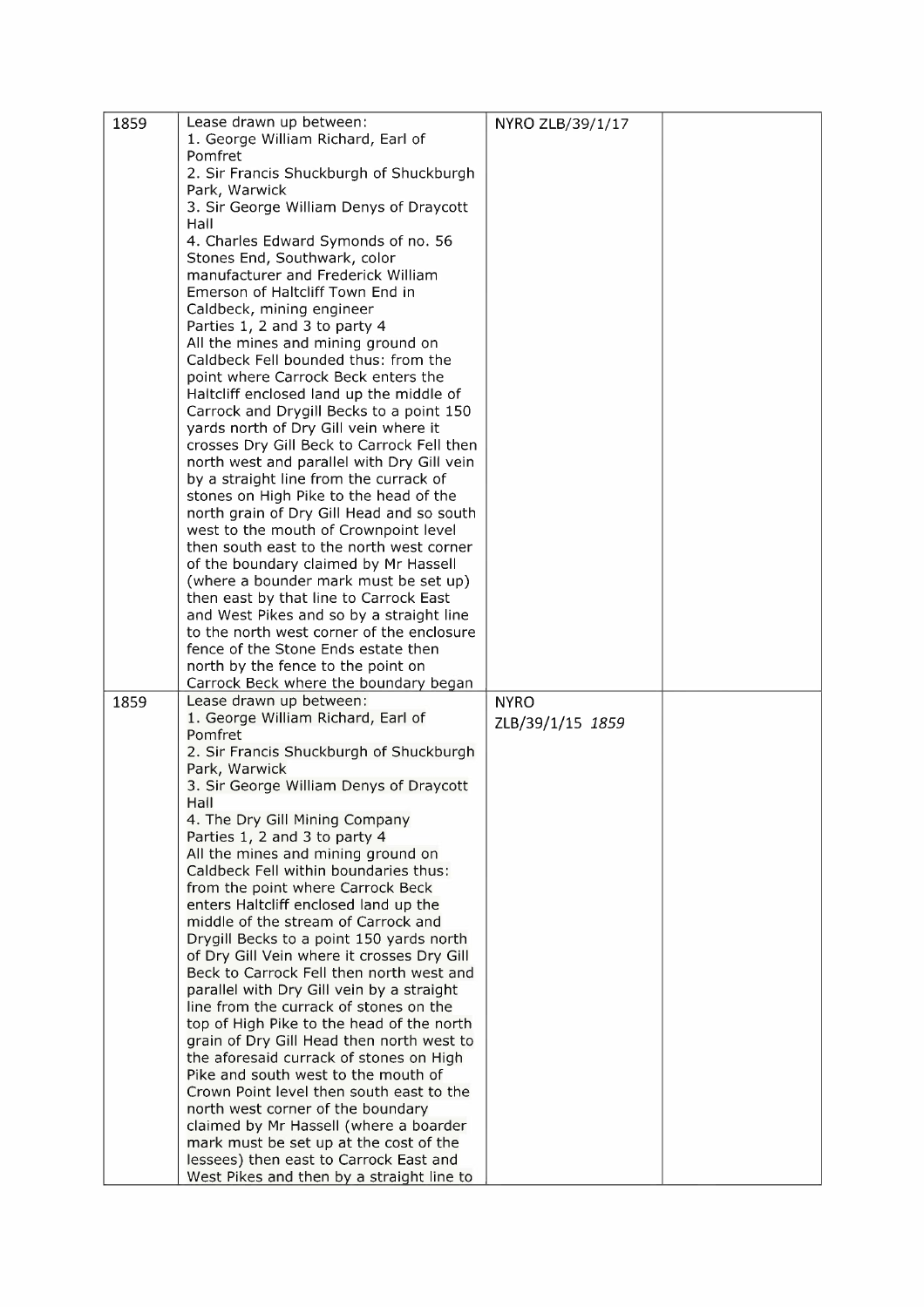| | | | |
|---|---|---|---|
| 1859 | Lease drawn up between:<br>1. George William Richard, Earl of Pomfret<br>2. Sir Francis Shuckburgh of Shuckburgh Park, Warwick<br>3. Sir George William Denys of Draycott Hall<br>4. Charles Edward Symonds of no. 56 Stones End, Southwark, color manufacturer and Frederick William Emerson of Haltcliff Town End in Caldbeck, mining engineer<br>Parties 1, 2 and 3 to party 4<br>All the mines and mining ground on Caldbeck Fell bounded thus: from the point where Carrock Beck enters the Haltcliff enclosed land up the middle of Carrock and Drygill Becks to a point 150 yards north of Dry Gill vein where it crosses Dry Gill Beck to Carrock Fell then north west and parallel with Dry Gill vein by a straight line from the currack of stones on High Pike to the head of the north grain of Dry Gill Head and so south west to the mouth of Crownpoint level then south east to the north west corner of the boundary claimed by Mr Hassell (where a bounder mark must be set up) then east by that line to Carrock East and West Pikes and so by a straight line to the north west corner of the enclosure fence of the Stone Ends estate then north by the fence to the point on Carrock Beck where the boundary began | NYRO ZLB/39/1/17 | |
| 1859 | Lease drawn up between:<br>1. George William Richard, Earl of Pomfret<br>2. Sir Francis Shuckburgh of Shuckburgh Park, Warwick<br>3. Sir George William Denys of Draycott Hall<br>4. The Dry Gill Mining Company<br>Parties 1, 2 and 3 to party 4<br>All the mines and mining ground on Caldbeck Fell within boundaries thus: from the point where Carrock Beck enters Haltcliff enclosed land up the middle of the stream of Carrock and Drygill Becks to a point 150 yards north of Dry Gill Vein where it crosses Dry Gill Beck to Carrock Fell then north west and parallel with Dry Gill vein by a straight line from the currack of stones on the top of High Pike to the head of the north grain of Dry Gill Head then north west to the aforesaid currack of stones on High Pike and south west to the mouth of Crown Point level then south east to the north west corner of the boundary claimed by Mr Hassell (where a boarder mark must be set up at the cost of the lessees) then east to Carrock East and West Pikes and then by a straight line to | NYRO ZLB/39/1/15 *1859* | |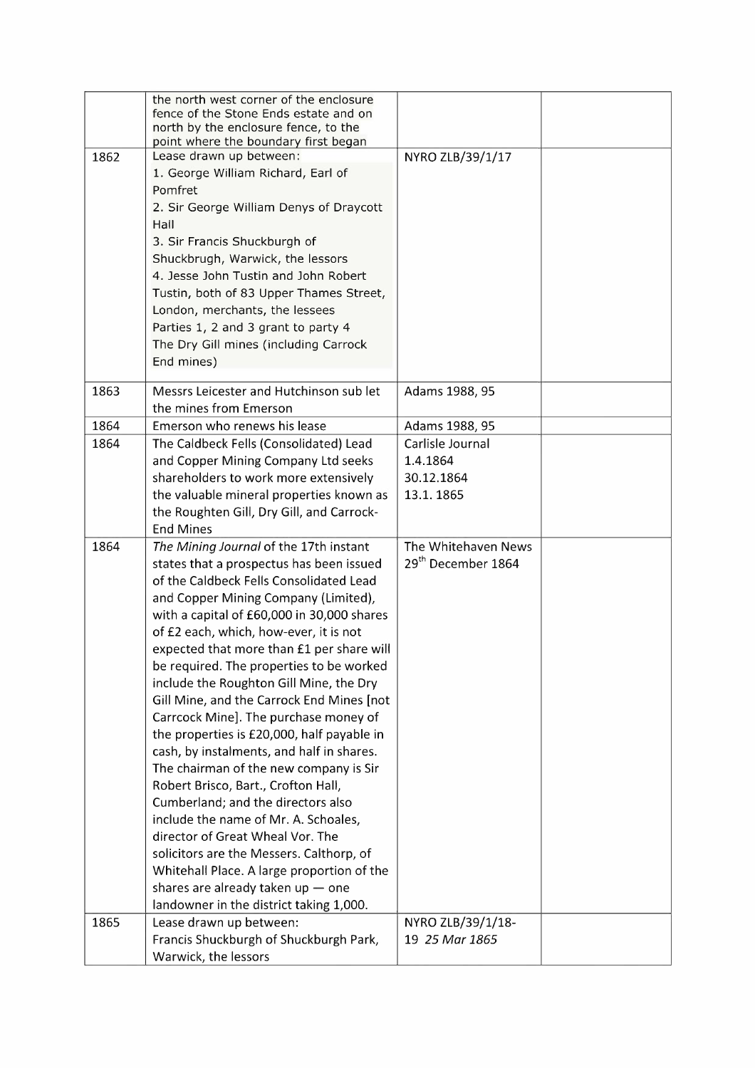|  |  |  |  |
|---|---|---|---|
|  | the north west corner of the enclosure fence of the Stone Ends estate and on north by the enclosure fence, to the point where the boundary first began |  |  |
| 1862 | Lease drawn up between:<br>1. George William Richard, Earl of Pomfret<br>2. Sir George William Denys of Draycott Hall<br>3. Sir Francis Shuckburgh of Shuckbrugh, Warwick, the lessors<br>4. Jesse John Tustin and John Robert Tustin, both of 83 Upper Thames Street, London, merchants, the lessees<br>Parties 1, 2 and 3 grant to party 4<br>The Dry Gill mines (including Carrock End mines) | NYRO ZLB/39/1/17 |  |
| 1863 | Messrs Leicester and Hutchinson sub let the mines from Emerson | Adams 1988, 95 |  |
| 1864 | Emerson who renews his lease | Adams 1988, 95 |  |
| 1864 | The Caldbeck Fells (Consolidated) Lead and Copper Mining Company Ltd seeks shareholders to work more extensively the valuable mineral properties known as the Roughten Gill, Dry Gill, and Carrock-End Mines | Carlisle Journal<br>1.4.1864<br>30.12.1864<br>13.1. 1865 |  |
| 1864 | *The Mining Journal* of the 17th instant states that a prospectus has been issued of the Caldbeck Fells Consolidated Lead and Copper Mining Company (Limited), with a capital of £60,000 in 30,000 shares of £2 each, which, how-ever, it is not expected that more than £1 per share will be required. The properties to be worked include the Roughton Gill Mine, the Dry Gill Mine, and the Carrock End Mines [not Carrcock Mine]. The purchase money of the properties is £20,000, half payable in cash, by instalments, and half in shares. The chairman of the new company is Sir Robert Brisco, Bart., Crofton Hall, Cumberland; and the directors also include the name of Mr. A. Schoales, director of Great Wheal Vor. The solicitors are the Messers. Calthorp, of Whitehall Place. A large proportion of the shares are already taken up — one landowner in the district taking 1,000. | The Whitehaven News 29th December 1864 |  |
| 1865 | Lease drawn up between:<br>Francis Shuckburgh of Shuckburgh Park, Warwick, the lessors | NYRO ZLB/39/1/18-19 *25 Mar 1865* |  |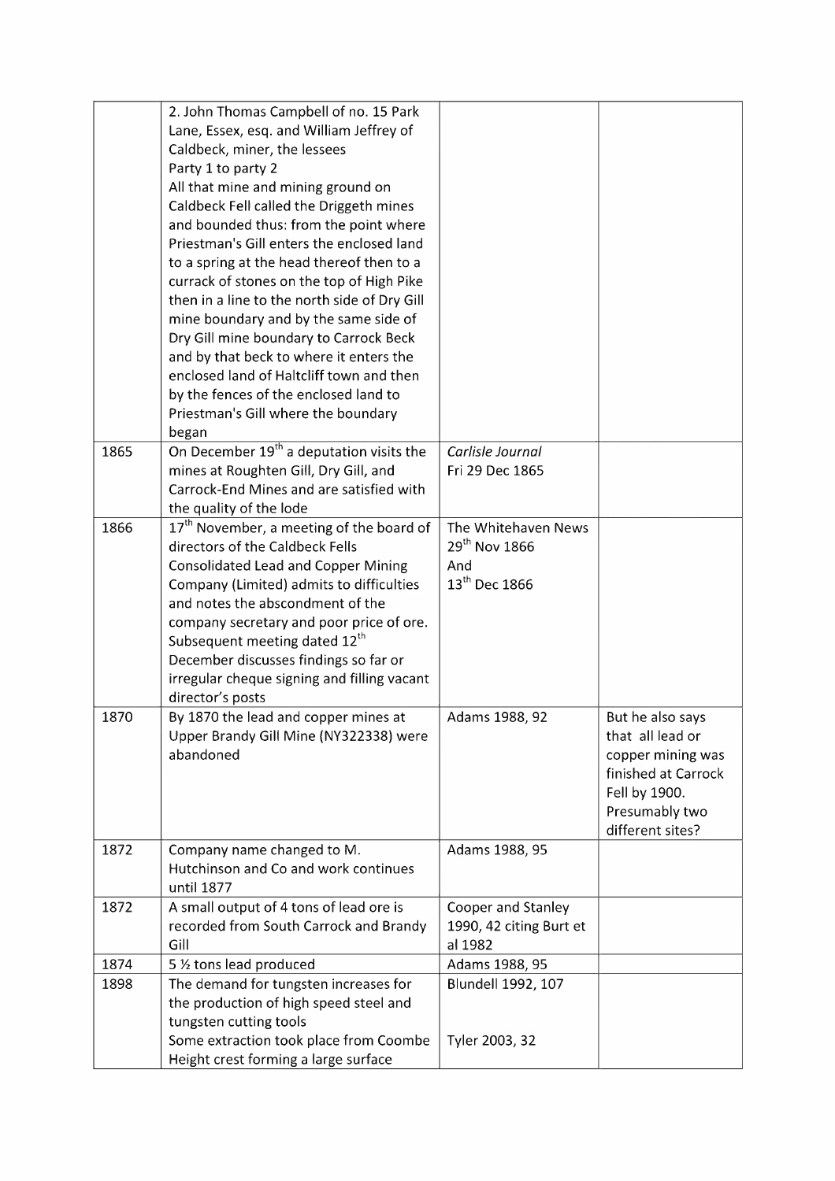| | | | |
|---|---|---|---|
| | 2. John Thomas Campbell of no. 15 Park Lane, Essex, esq. and William Jeffrey of Caldbeck, miner, the lessees<br>Party 1 to party 2<br>All that mine and mining ground on Caldbeck Fell called the Driggeth mines and bounded thus: from the point where Priestman's Gill enters the enclosed land to a spring at the head thereof then to a currack of stones on the top of High Pike then in a line to the north side of Dry Gill mine boundary and by the same side of Dry Gill mine boundary to Carrock Beck and by that beck to where it enters the enclosed land of Haltcliff town and then by the fences of the enclosed land to Priestman's Gill where the boundary began | | |
| 1865 | On December 19th a deputation visits the mines at Roughten Gill, Dry Gill, and Carrock-End Mines and are satisfied with the quality of the lode | *Carlisle Journal* Fri 29 Dec 1865 | |
| 1866 | 17th November, a meeting of the board of directors of the Caldbeck Fells Consolidated Lead and Copper Mining Company (Limited) admits to difficulties and notes the abscondment of the company secretary and poor price of ore. Subsequent meeting dated 12th December discusses findings so far or irregular cheque signing and filling vacant director's posts | The Whitehaven News 29th Nov 1866 And 13th Dec 1866 | |
| 1870 | By 1870 the lead and copper mines at Upper Brandy Gill Mine (NY322338) were abandoned | Adams 1988, 92 | But he also says that all lead or copper mining was finished at Carrock Fell by 1900. Presumably two different sites? |
| 1872 | Company name changed to M. Hutchinson and Co and work continues until 1877 | Adams 1988, 95 | |
| 1872 | A small output of 4 tons of lead ore is recorded from South Carrock and Brandy Gill | Cooper and Stanley 1990, 42 citing Burt et al 1982 | |
| 1874 | 5 ½ tons lead produced | Adams 1988, 95 | |
| 1898 | The demand for tungsten increases for the production of high speed steel and tungsten cutting tools<br>Some extraction took place from Coombe Height crest forming a large surface | Blundell 1992, 107<br><br>Tyler 2003, 32 | |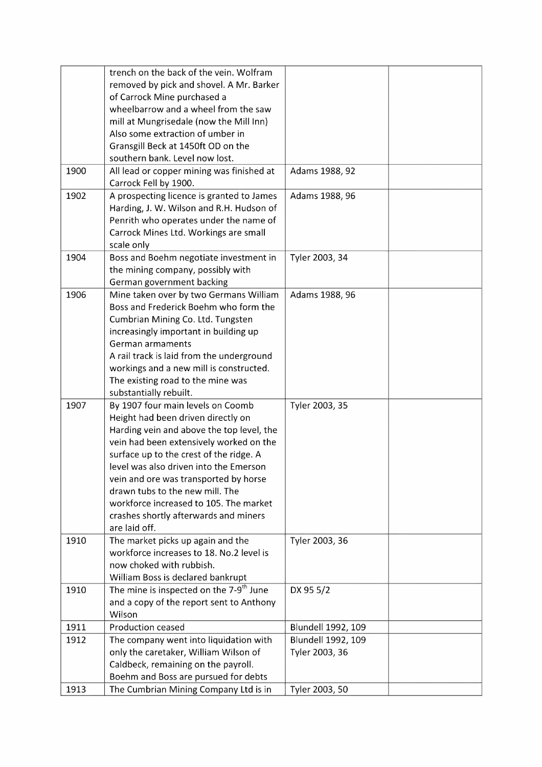| | | | |
|---|---|---|---|
| | trench on the back of the vein. Wolfram removed by pick and shovel. A Mr. Barker of Carrock Mine purchased a wheelbarrow and a wheel from the saw mill at Mungrisedale (now the Mill Inn) Also some extraction of umber in Gransgill Beck at 1450ft OD on the southern bank. Level now lost. | | |
| 1900 | All lead or copper mining was finished at Carrock Fell by 1900. | Adams 1988, 92 | |
| 1902 | A prospecting licence is granted to James Harding, J. W. Wilson and R.H. Hudson of Penrith who operates under the name of Carrock Mines Ltd. Workings are small scale only | Adams 1988, 96 | |
| 1904 | Boss and Boehm negotiate investment in the mining company, possibly with German government backing | Tyler 2003, 34 | |
| 1906 | Mine taken over by two Germans William Boss and Frederick Boehm who form the Cumbrian Mining Co. Ltd. Tungsten increasingly important in building up German armaments<br>A rail track is laid from the underground workings and a new mill is constructed. The existing road to the mine was substantially rebuilt. | Adams 1988, 96 | |
| 1907 | By 1907 four main levels on Coomb Height had been driven directly on Harding vein and above the top level, the vein had been extensively worked on the surface up to the crest of the ridge. A level was also driven into the Emerson vein and ore was transported by horse drawn tubs to the new mill. The workforce increased to 105. The market crashes shortly afterwards and miners are laid off. | Tyler 2003, 35 | |
| 1910 | The market picks up again and the workforce increases to 18. No.2 level is now choked with rubbish.<br>William Boss is declared bankrupt | Tyler 2003, 36 | |
| 1910 | The mine is inspected on the 7-9th June and a copy of the report sent to Anthony Wilson | DX 95 5/2 | |
| 1911 | Production ceased | Blundell 1992, 109 | |
| 1912 | The company went into liquidation with only the caretaker, William Wilson of Caldbeck, remaining on the payroll. Boehm and Boss are pursued for debts | Blundell 1992, 109<br>Tyler 2003, 36 | |
| 1913 | The Cumbrian Mining Company Ltd is in | Tyler 2003, 50 | |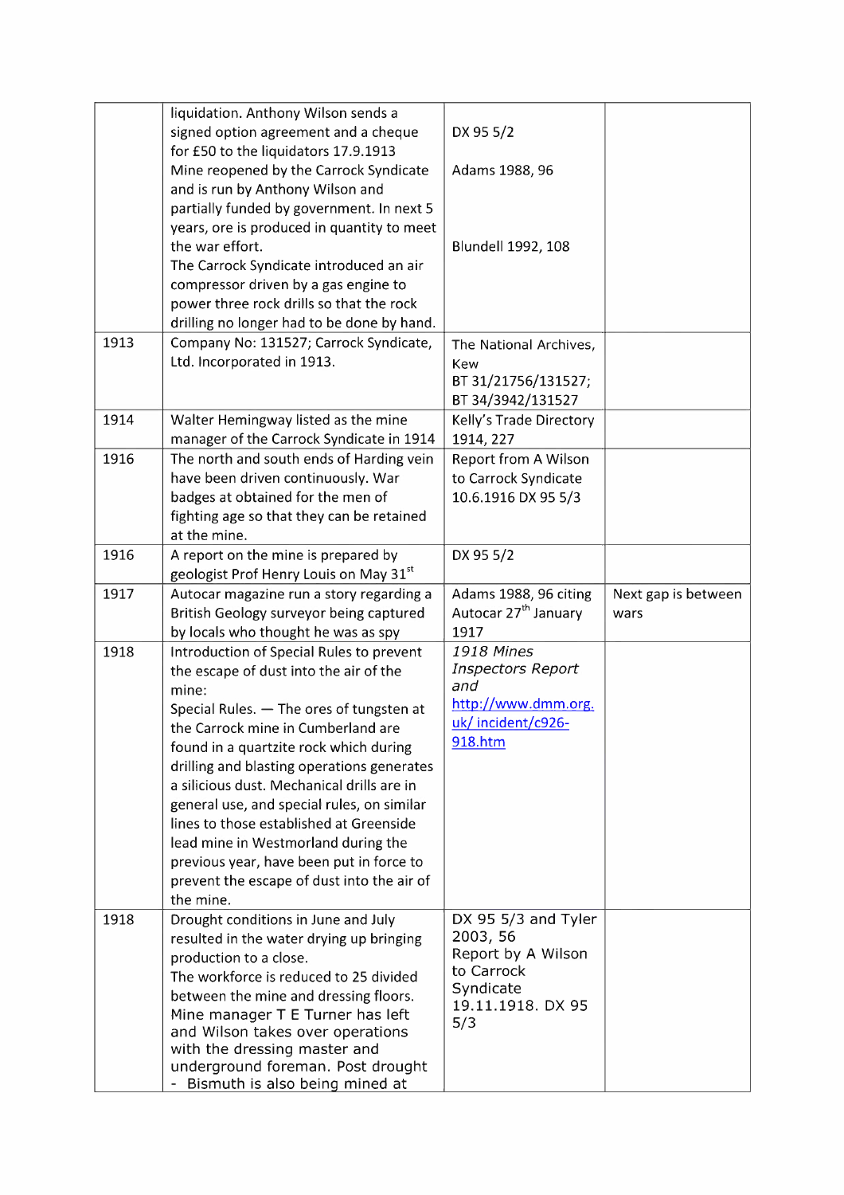| | | | |
|---|---|---|---|
| | liquidation. Anthony Wilson sends a signed option agreement and a cheque for £50 to the liquidators 17.9.1913<br>Mine reopened by the Carrock Syndicate and is run by Anthony Wilson and partially funded by government. In next 5 years, ore is produced in quantity to meet the war effort.<br>The Carrock Syndicate introduced an air compressor driven by a gas engine to power three rock drills so that the rock drilling no longer had to be done by hand. | DX 95 5/2<br><br>Adams 1988, 96<br><br><br><br>Blundell 1992, 108 | |
| 1913 | Company No: 131527; Carrock Syndicate, Ltd. Incorporated in 1913. | The National Archives, Kew<br>BT 31/21756/131527; BT 34/3942/131527 | |
| 1914 | Walter Hemingway listed as the mine manager of the Carrock Syndicate in 1914 | Kelly's Trade Directory 1914, 227 | |
| 1916 | The north and south ends of Harding vein have been driven continuously. War badges at obtained for the men of fighting age so that they can be retained at the mine. | Report from A Wilson to Carrock Syndicate 10.6.1916 DX 95 5/3 | |
| 1916 | A report on the mine is prepared by geologist Prof Henry Louis on May 31st | DX 95 5/2 | |
| 1917 | Autocar magazine run a story regarding a British Geology surveyor being captured by locals who thought he was as spy | Adams 1988, 96 citing Autocar 27th January 1917 | Next gap is between wars |
| 1918 | Introduction of Special Rules to prevent the escape of dust into the air of the mine:<br>Special Rules. — The ores of tungsten at the Carrock mine in Cumberland are found in a quartzite rock which during drilling and blasting operations generates a silicious dust. Mechanical drills are in general use, and special rules, on similar lines to those established at Greenside lead mine in Westmorland during the previous year, have been put in force to prevent the escape of dust into the air of the mine. | *1918 Mines Inspectors Report and* http://www.dmm.org.uk/ incident/c926-918.htm | |
| 1918 | Drought conditions in June and July resulted in the water drying up bringing production to a close.<br>The workforce is reduced to 25 divided between the mine and dressing floors. Mine manager T E Turner has left and Wilson takes over operations with the dressing master and underground foreman. Post drought - Bismuth is also being mined at | DX 95 5/3 and Tyler 2003, 56<br>Report by A Wilson to Carrock Syndicate 19.11.1918. DX 95 5/3 | |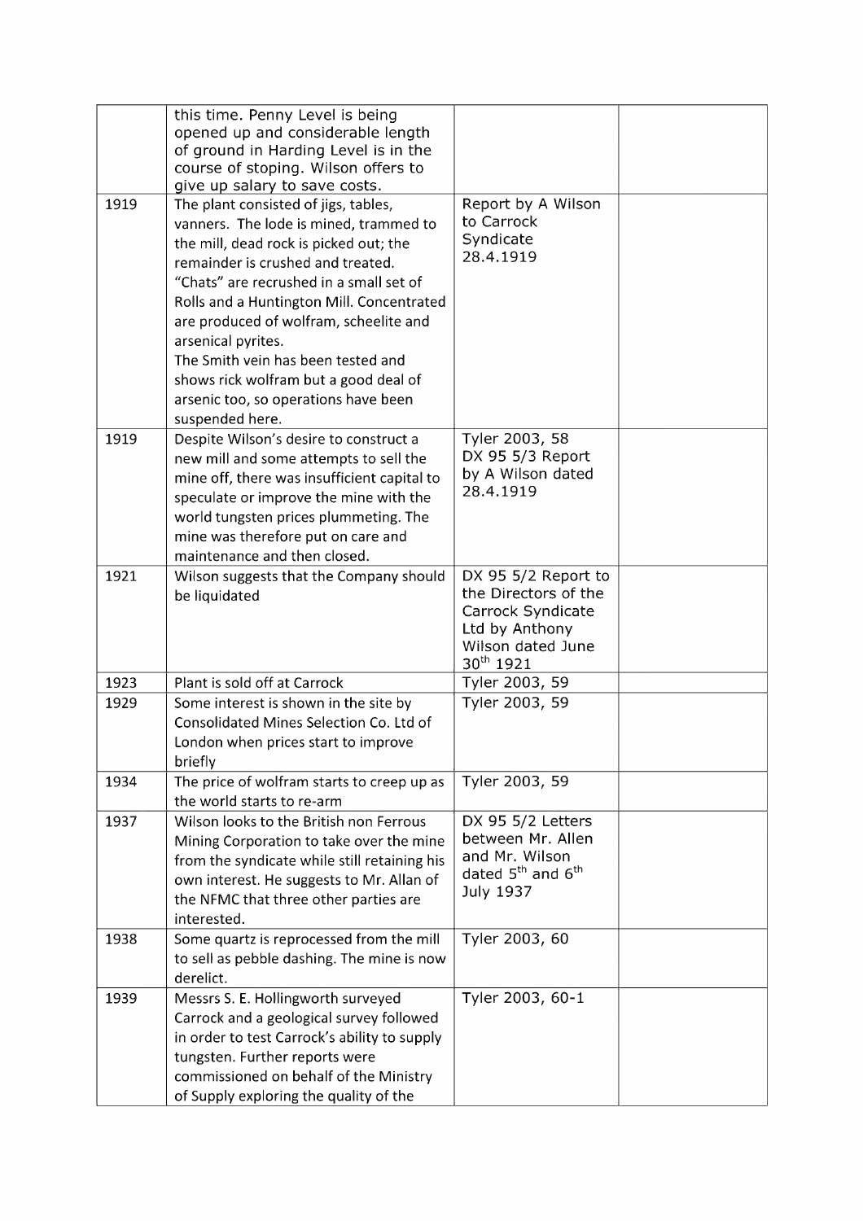|  | this time. Penny Level is being opened up and considerable length of ground in Harding Level is in the course of stoping. Wilson offers to give up salary to save costs. |  |  |
|---|---|---|---|
| 1919 | The plant consisted of jigs, tables, vanners. The lode is mined, trammed to the mill, dead rock is picked out; the remainder is crushed and treated. "Chats" are recrushed in a small set of Rolls and a Huntington Mill. Concentrated are produced of wolfram, scheelite and arsenical pyrites.<br>The Smith vein has been tested and shows rick wolfram but a good deal of arsenic too, so operations have been suspended here. | Report by A Wilson to Carrock Syndicate 28.4.1919 |  |
| 1919 | Despite Wilson's desire to construct a new mill and some attempts to sell the mine off, there was insufficient capital to speculate or improve the mine with the world tungsten prices plummeting. The mine was therefore put on care and maintenance and then closed. | Tyler 2003, 58<br>DX 95 5/3 Report by A Wilson dated 28.4.1919 |  |
| 1921 | Wilson suggests that the Company should be liquidated | DX 95 5/2 Report to the Directors of the Carrock Syndicate Ltd by Anthony Wilson dated June 30th 1921 |  |
| 1923 | Plant is sold off at Carrock | Tyler 2003, 59 |  |
| 1929 | Some interest is shown in the site by Consolidated Mines Selection Co. Ltd of London when prices start to improve briefly | Tyler 2003, 59 |  |
| 1934 | The price of wolfram starts to creep up as the world starts to re-arm | Tyler 2003, 59 |  |
| 1937 | Wilson looks to the British non Ferrous Mining Corporation to take over the mine from the syndicate while still retaining his own interest. He suggests to Mr. Allan of the NFMC that three other parties are interested. | DX 95 5/2 Letters between Mr. Allen and Mr. Wilson dated 5th and 6th July 1937 |  |
| 1938 | Some quartz is reprocessed from the mill to sell as pebble dashing. The mine is now derelict. | Tyler 2003, 60 |  |
| 1939 | Messrs S. E. Hollingworth surveyed Carrock and a geological survey followed in order to test Carrock's ability to supply tungsten. Further reports were commissioned on behalf of the Ministry of Supply exploring the quality of the | Tyler 2003, 60-1 |  |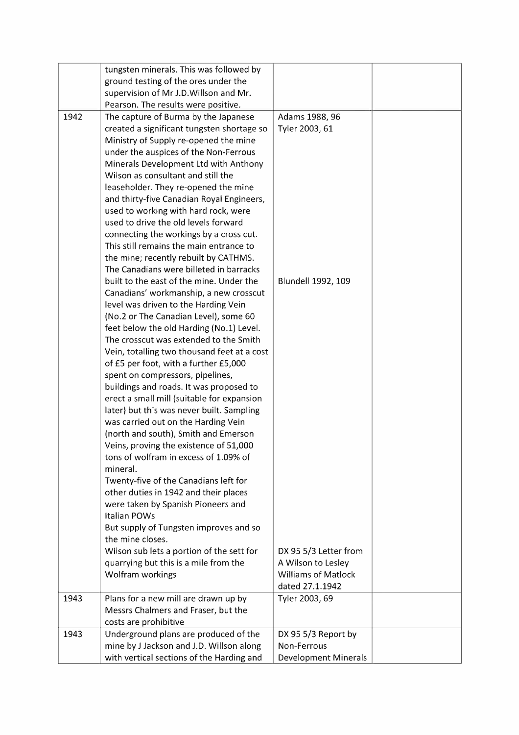| | | | |
|---|---|---|---|
| | tungsten minerals. This was followed by ground testing of the ores under the supervision of Mr J.D.Willson and Mr. Pearson. The results were positive. | | |
| 1942 | The capture of Burma by the Japanese created a significant tungsten shortage so Ministry of Supply re-opened the mine under the auspices of the Non-Ferrous Minerals Development Ltd with Anthony Wilson as consultant and still the leaseholder. They re-opened the mine and thirty-five Canadian Royal Engineers, used to working with hard rock, were used to drive the old levels forward connecting the workings by a cross cut. This still remains the main entrance to the mine; recently rebuilt by CATHMS. The Canadians were billeted in barracks built to the east of the mine. Under the Canadians' workmanship, a new crosscut level was driven to the Harding Vein (No.2 or The Canadian Level), some 60 feet below the old Harding (No.1) Level. The crosscut was extended to the Smith Vein, totalling two thousand feet at a cost of £5 per foot, with a further £5,000 spent on compressors, pipelines, buildings and roads. It was proposed to erect a small mill (suitable for expansion later) but this was never built. Sampling was carried out on the Harding Vein (north and south), Smith and Emerson Veins, proving the existence of 51,000 tons of wolfram in excess of 1.09% of mineral.<br>Twenty-five of the Canadians left for other duties in 1942 and their places were taken by Spanish Pioneers and Italian POWs<br>But supply of Tungsten improves and so the mine closes.<br>Wilson sub lets a portion of the sett for quarrying but this is a mile from the Wolfram workings | Adams 1988, 96<br>Tyler 2003, 61<br><br>Blundell 1992, 109<br><br>DX 95 5/3 Letter from A Wilson to Lesley Williams of Matlock dated 27.1.1942 | |
| 1943 | Plans for a new mill are drawn up by Messrs Chalmers and Fraser, but the costs are prohibitive | Tyler 2003, 69 | |
| 1943 | Underground plans are produced of the mine by J Jackson and J.D. Willson along with vertical sections of the Harding and | DX 95 5/3 Report by Non-Ferrous Development Minerals | |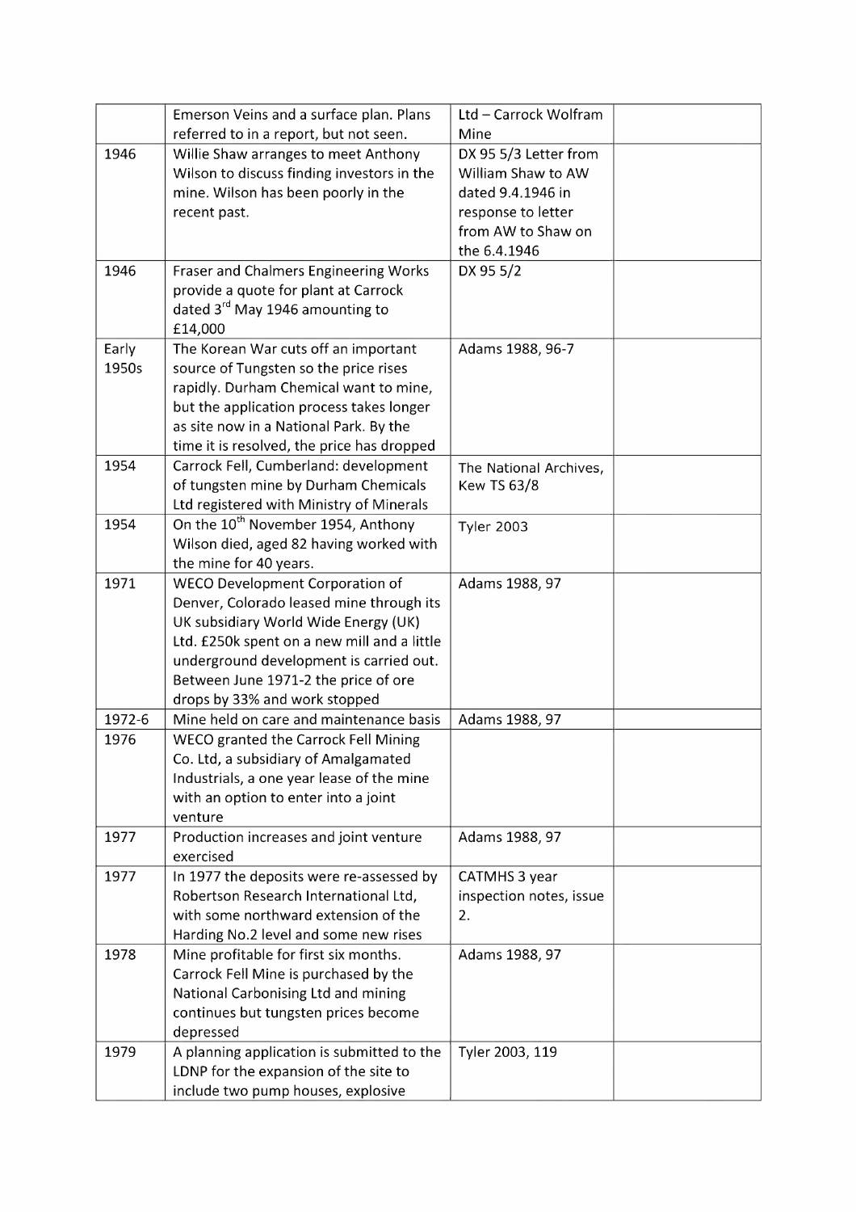|  | Emerson Veins and a surface plan. Plans referred to in a report, but not seen. | Ltd – Carrock Wolfram Mine |  |
|---|---|---|---|
| 1946 | Willie Shaw arranges to meet Anthony Wilson to discuss finding investors in the mine. Wilson has been poorly in the recent past. | DX 95 5/3 Letter from William Shaw to AW dated 9.4.1946 in response to letter from AW to Shaw on the 6.4.1946 |  |
| 1946 | Fraser and Chalmers Engineering Works provide a quote for plant at Carrock dated 3rd May 1946 amounting to £14,000 | DX 95 5/2 |  |
| Early 1950s | The Korean War cuts off an important source of Tungsten so the price rises rapidly. Durham Chemical want to mine, but the application process takes longer as site now in a National Park. By the time it is resolved, the price has dropped | Adams 1988, 96-7 |  |
| 1954 | Carrock Fell, Cumberland: development of tungsten mine by Durham Chemicals Ltd registered with Ministry of Minerals | The National Archives, Kew TS 63/8 |  |
| 1954 | On the 10th November 1954, Anthony Wilson died, aged 82 having worked with the mine for 40 years. | Tyler 2003 |  |
| 1971 | WECO Development Corporation of Denver, Colorado leased mine through its UK subsidiary World Wide Energy (UK) Ltd. £250k spent on a new mill and a little underground development is carried out. Between June 1971-2 the price of ore drops by 33% and work stopped | Adams 1988, 97 |  |
| 1972-6 | Mine held on care and maintenance basis | Adams 1988, 97 |  |
| 1976 | WECO granted the Carrock Fell Mining Co. Ltd, a subsidiary of Amalgamated Industrials, a one year lease of the mine with an option to enter into a joint venture |  |  |
| 1977 | Production increases and joint venture exercised | Adams 1988, 97 |  |
| 1977 | In 1977 the deposits were re-assessed by Robertson Research International Ltd, with some northward extension of the Harding No.2 level and some new rises | CATMHS 3 year inspection notes, issue 2. |  |
| 1978 | Mine profitable for first six months. Carrock Fell Mine is purchased by the National Carbonising Ltd and mining continues but tungsten prices become depressed | Adams 1988, 97 |  |
| 1979 | A planning application is submitted to the LDNP for the expansion of the site to include two pump houses, explosive | Tyler 2003, 119 |  |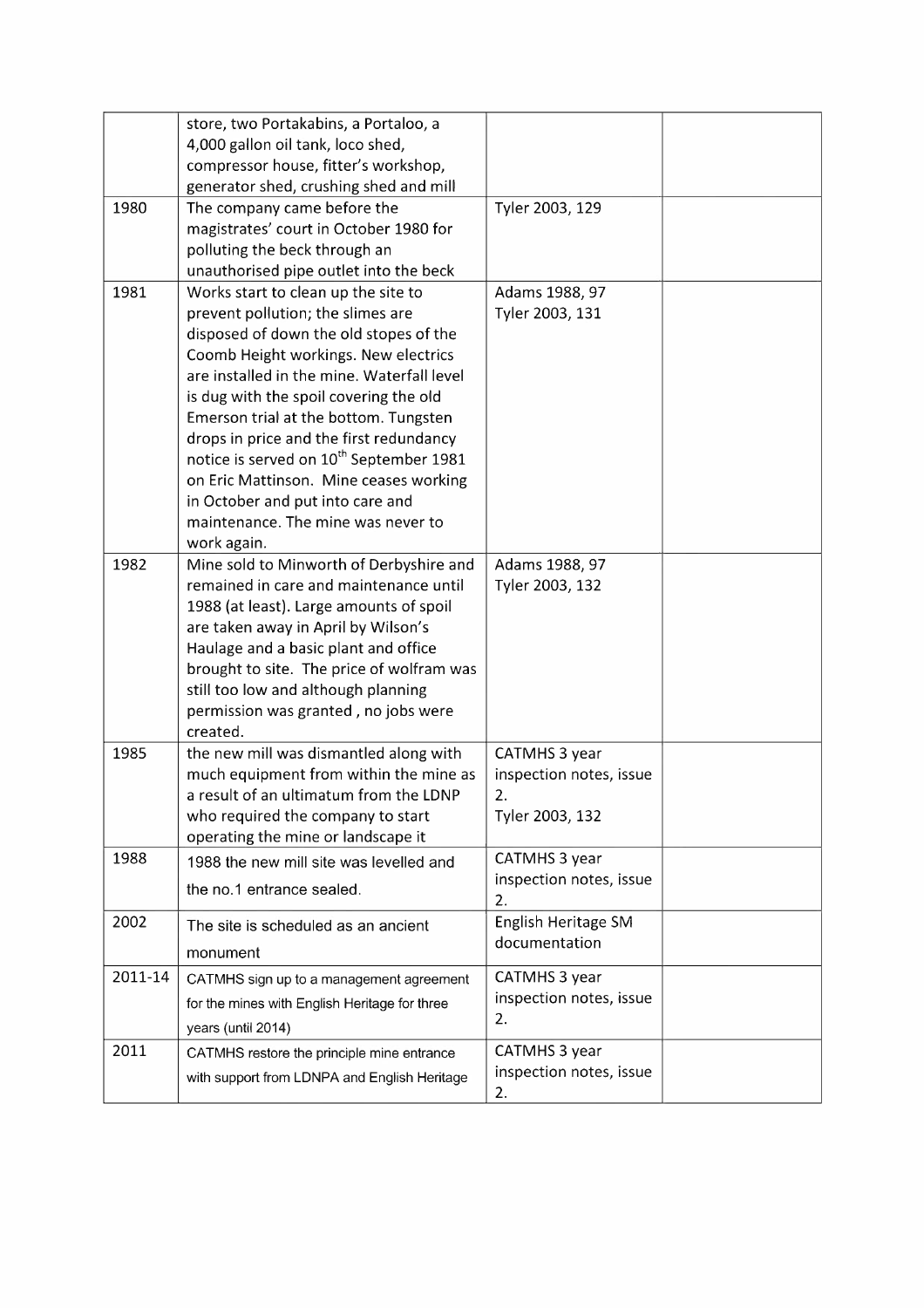| | | | |
|---|---|---|---|
| | store, two Portakabins, a Portaloo, a 4,000 gallon oil tank, loco shed, compressor house, fitter's workshop, generator shed, crushing shed and mill | | |
| 1980 | The company came before the magistrates' court in October 1980 for polluting the beck through an unauthorised pipe outlet into the beck | Tyler 2003, 129 | |
| 1981 | Works start to clean up the site to prevent pollution; the slimes are disposed of down the old stopes of the Coomb Height workings. New electrics are installed in the mine. Waterfall level is dug with the spoil covering the old Emerson trial at the bottom. Tungsten drops in price and the first redundancy notice is served on 10th September 1981 on Eric Mattinson. Mine ceases working in October and put into care and maintenance. The mine was never to work again. | Adams 1988, 97 Tyler 2003, 131 | |
| 1982 | Mine sold to Minworth of Derbyshire and remained in care and maintenance until 1988 (at least). Large amounts of spoil are taken away in April by Wilson's Haulage and a basic plant and office brought to site. The price of wolfram was still too low and although planning permission was granted , no jobs were created. | Adams 1988, 97 Tyler 2003, 132 | |
| 1985 | the new mill was dismantled along with much equipment from within the mine as a result of an ultimatum from the LDNP who required the company to start operating the mine or landscape it | CATMHS 3 year inspection notes, issue 2. Tyler 2003, 132 | |
| 1988 | 1988 the new mill site was levelled and the no.1 entrance sealed. | CATMHS 3 year inspection notes, issue 2. | |
| 2002 | The site is scheduled as an ancient monument | English Heritage SM documentation | |
| 2011-14 | CATMHS sign up to a management agreement for the mines with English Heritage for three years (until 2014) | CATMHS 3 year inspection notes, issue 2. | |
| 2011 | CATMHS restore the principle mine entrance with support from LDNPA and English Heritage | CATMHS 3 year inspection notes, issue 2. | |